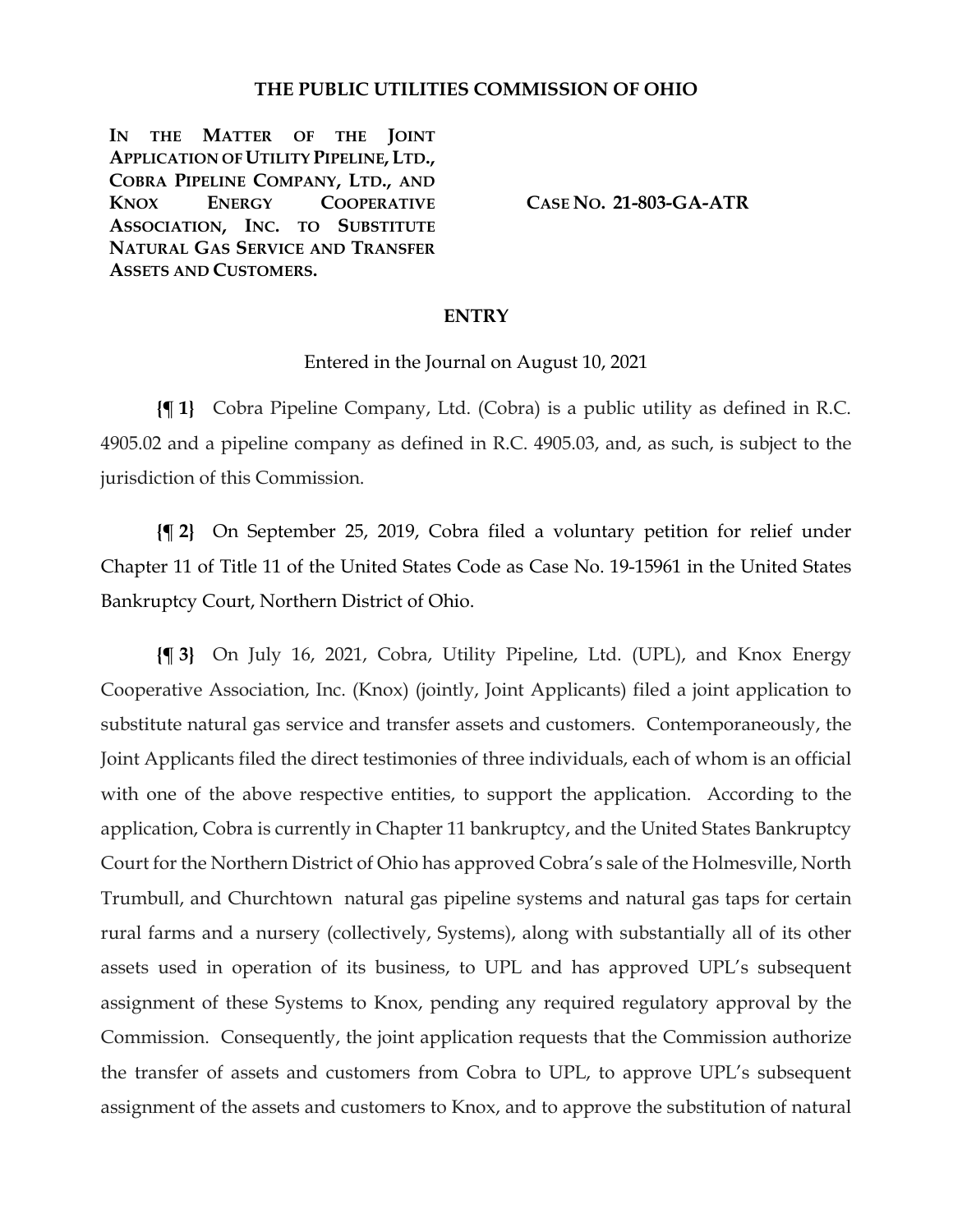# THE PUBLIC UTILITIES COMMISSION OF OHIO

| | |
|---|---|
| **IN THE MATTER OF THE JOINT APPLICATION OF UTILITY PIPELINE, LTD., COBRA PIPELINE COMPANY, LTD., AND KNOX ENERGY COOPERATIVE ASSOCIATION, INC. TO SUBSTITUTE NATURAL GAS SERVICE AND TRANSFER ASSETS AND CUSTOMERS.** | **CASE NO. 21-803-GA-ATR** |

## ENTRY

Entered in the Journal on August 10, 2021

**{¶ 1}** Cobra Pipeline Company, Ltd. (Cobra) is a public utility as defined in R.C. 4905.02 and a pipeline company as defined in R.C. 4905.03, and, as such, is subject to the jurisdiction of this Commission.

**{¶ 2}** On September 25, 2019, Cobra filed a voluntary petition for relief under Chapter 11 of Title 11 of the United States Code as Case No. 19-15961 in the United States Bankruptcy Court, Northern District of Ohio.

**{¶ 3}** On July 16, 2021, Cobra, Utility Pipeline, Ltd. (UPL), and Knox Energy Cooperative Association, Inc. (Knox) (jointly, Joint Applicants) filed a joint application to substitute natural gas service and transfer assets and customers. Contemporaneously, the Joint Applicants filed the direct testimonies of three individuals, each of whom is an official with one of the above respective entities, to support the application. According to the application, Cobra is currently in Chapter 11 bankruptcy, and the United States Bankruptcy Court for the Northern District of Ohio has approved Cobra's sale of the Holmesville, North Trumbull, and Churchtown natural gas pipeline systems and natural gas taps for certain rural farms and a nursery (collectively, Systems), along with substantially all of its other assets used in operation of its business, to UPL and has approved UPL's subsequent assignment of these Systems to Knox, pending any required regulatory approval by the Commission. Consequently, the joint application requests that the Commission authorize the transfer of assets and customers from Cobra to UPL, to approve UPL's subsequent assignment of the assets and customers to Knox, and to approve the substitution of natural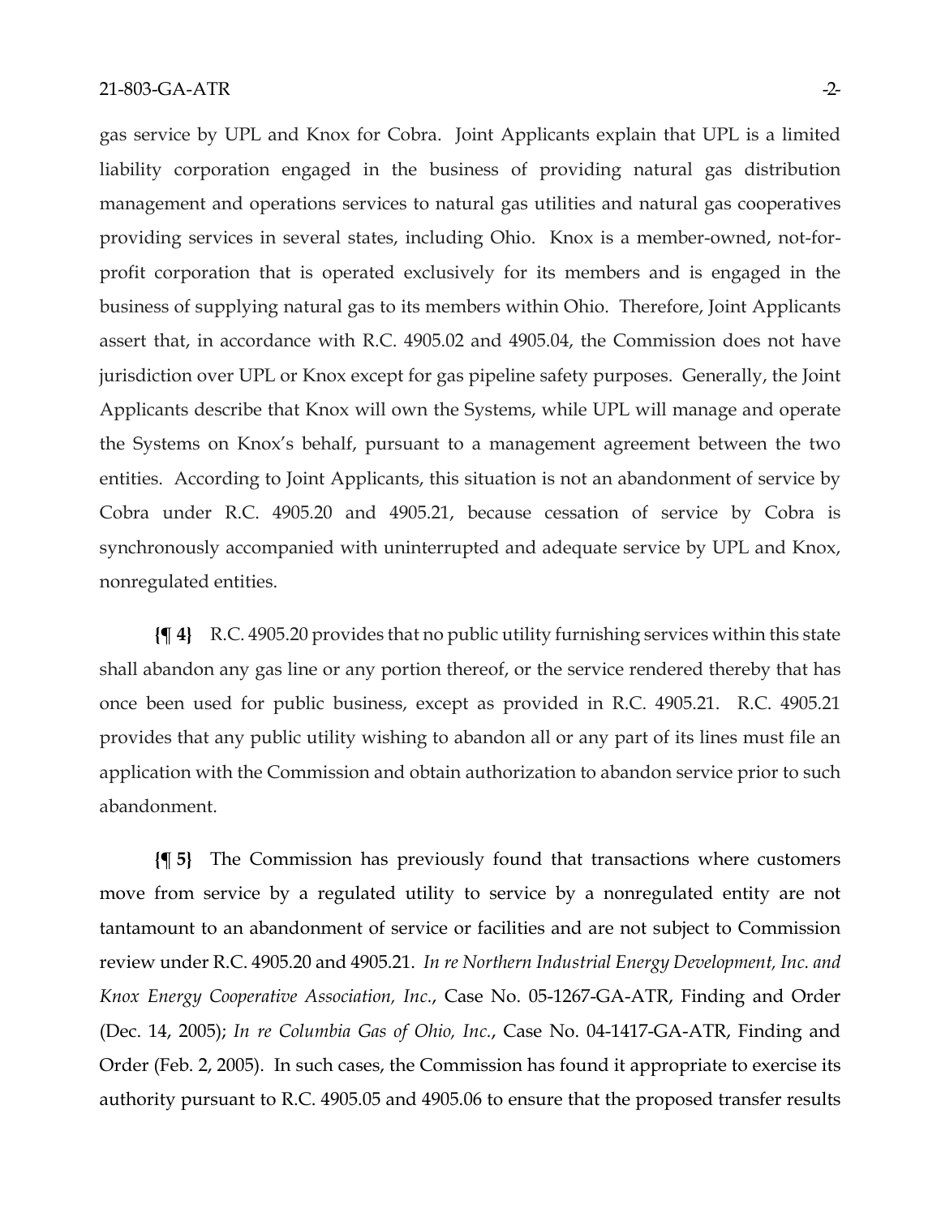gas service by UPL and Knox for Cobra. Joint Applicants explain that UPL is a limited liability corporation engaged in the business of providing natural gas distribution management and operations services to natural gas utilities and natural gas cooperatives providing services in several states, including Ohio. Knox is a member-owned, not-for-profit corporation that is operated exclusively for its members and is engaged in the business of supplying natural gas to its members within Ohio. Therefore, Joint Applicants assert that, in accordance with R.C. 4905.02 and 4905.04, the Commission does not have jurisdiction over UPL or Knox except for gas pipeline safety purposes. Generally, the Joint Applicants describe that Knox will own the Systems, while UPL will manage and operate the Systems on Knox's behalf, pursuant to a management agreement between the two entities. According to Joint Applicants, this situation is not an abandonment of service by Cobra under R.C. 4905.20 and 4905.21, because cessation of service by Cobra is synchronously accompanied with uninterrupted and adequate service by UPL and Knox, nonregulated entities.

**{¶ 4}** R.C. 4905.20 provides that no public utility furnishing services within this state shall abandon any gas line or any portion thereof, or the service rendered thereby that has once been used for public business, except as provided in R.C. 4905.21. R.C. 4905.21 provides that any public utility wishing to abandon all or any part of its lines must file an application with the Commission and obtain authorization to abandon service prior to such abandonment.

**{¶ 5}** The Commission has previously found that transactions where customers move from service by a regulated utility to service by a nonregulated entity are not tantamount to an abandonment of service or facilities and are not subject to Commission review under R.C. 4905.20 and 4905.21. *In re Northern Industrial Energy Development, Inc. and Knox Energy Cooperative Association, Inc.*, Case No. 05-1267-GA-ATR, Finding and Order (Dec. 14, 2005); *In re Columbia Gas of Ohio, Inc.*, Case No. 04-1417-GA-ATR, Finding and Order (Feb. 2, 2005). In such cases, the Commission has found it appropriate to exercise its authority pursuant to R.C. 4905.05 and 4905.06 to ensure that the proposed transfer results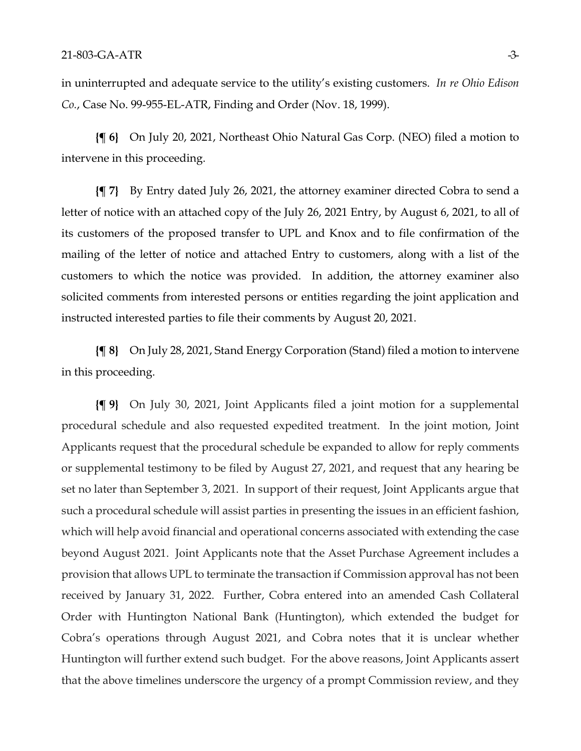in uninterrupted and adequate service to the utility's existing customers. *In re Ohio Edison Co.*, Case No. 99-955-EL-ATR, Finding and Order (Nov. 18, 1999).

**{¶ 6}** On July 20, 2021, Northeast Ohio Natural Gas Corp. (NEO) filed a motion to intervene in this proceeding.

**{¶ 7}** By Entry dated July 26, 2021, the attorney examiner directed Cobra to send a letter of notice with an attached copy of the July 26, 2021 Entry, by August 6, 2021, to all of its customers of the proposed transfer to UPL and Knox and to file confirmation of the mailing of the letter of notice and attached Entry to customers, along with a list of the customers to which the notice was provided. In addition, the attorney examiner also solicited comments from interested persons or entities regarding the joint application and instructed interested parties to file their comments by August 20, 2021.

**{¶ 8}** On July 28, 2021, Stand Energy Corporation (Stand) filed a motion to intervene in this proceeding.

**{¶ 9}** On July 30, 2021, Joint Applicants filed a joint motion for a supplemental procedural schedule and also requested expedited treatment. In the joint motion, Joint Applicants request that the procedural schedule be expanded to allow for reply comments or supplemental testimony to be filed by August 27, 2021, and request that any hearing be set no later than September 3, 2021. In support of their request, Joint Applicants argue that such a procedural schedule will assist parties in presenting the issues in an efficient fashion, which will help avoid financial and operational concerns associated with extending the case beyond August 2021. Joint Applicants note that the Asset Purchase Agreement includes a provision that allows UPL to terminate the transaction if Commission approval has not been received by January 31, 2022. Further, Cobra entered into an amended Cash Collateral Order with Huntington National Bank (Huntington), which extended the budget for Cobra's operations through August 2021, and Cobra notes that it is unclear whether Huntington will further extend such budget. For the above reasons, Joint Applicants assert that the above timelines underscore the urgency of a prompt Commission review, and they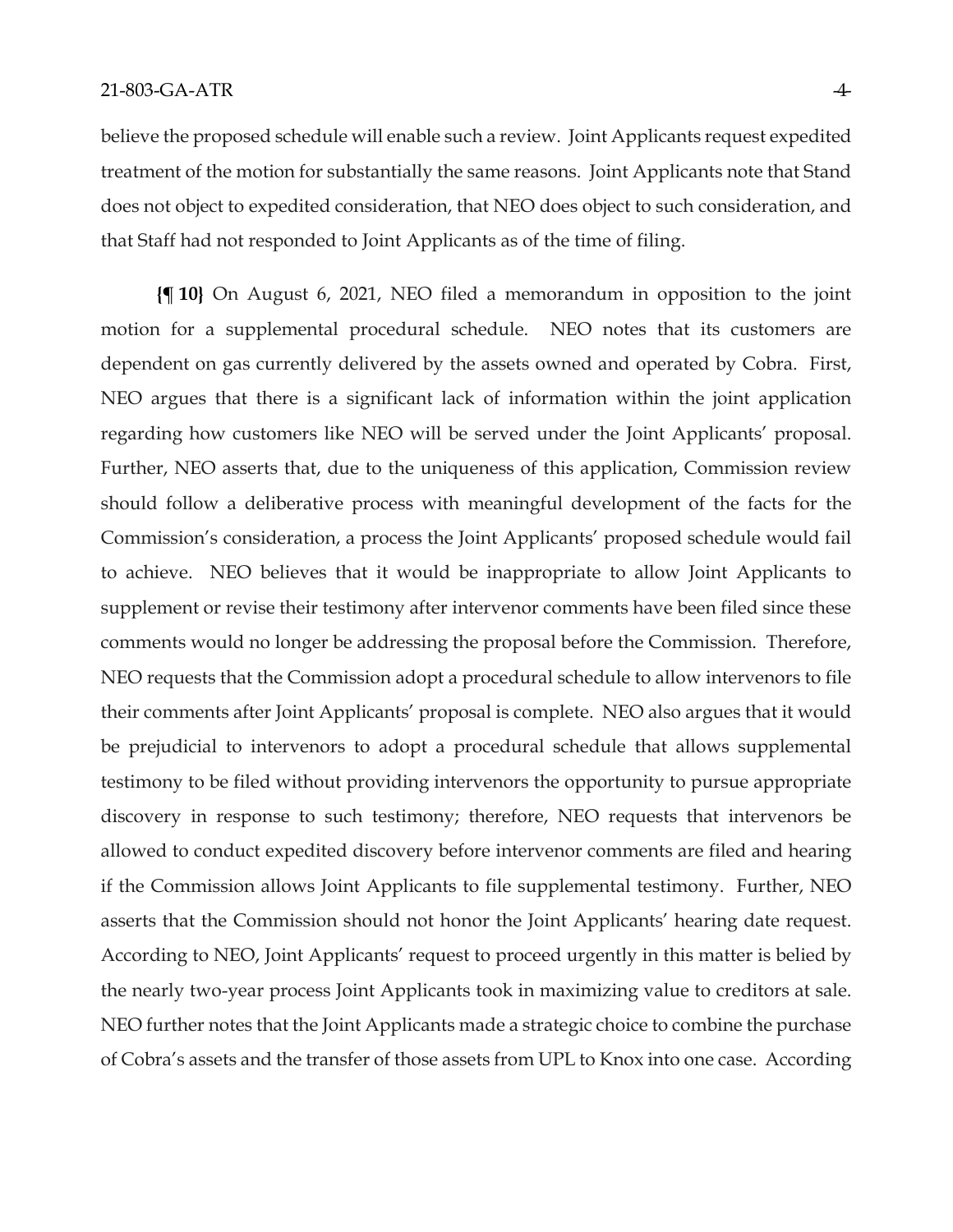believe the proposed schedule will enable such a review. Joint Applicants request expedited treatment of the motion for substantially the same reasons. Joint Applicants note that Stand does not object to expedited consideration, that NEO does object to such consideration, and that Staff had not responded to Joint Applicants as of the time of filing.

**{¶ 10}** On August 6, 2021, NEO filed a memorandum in opposition to the joint motion for a supplemental procedural schedule. NEO notes that its customers are dependent on gas currently delivered by the assets owned and operated by Cobra. First, NEO argues that there is a significant lack of information within the joint application regarding how customers like NEO will be served under the Joint Applicants' proposal. Further, NEO asserts that, due to the uniqueness of this application, Commission review should follow a deliberative process with meaningful development of the facts for the Commission's consideration, a process the Joint Applicants' proposed schedule would fail to achieve. NEO believes that it would be inappropriate to allow Joint Applicants to supplement or revise their testimony after intervenor comments have been filed since these comments would no longer be addressing the proposal before the Commission. Therefore, NEO requests that the Commission adopt a procedural schedule to allow intervenors to file their comments after Joint Applicants' proposal is complete. NEO also argues that it would be prejudicial to intervenors to adopt a procedural schedule that allows supplemental testimony to be filed without providing intervenors the opportunity to pursue appropriate discovery in response to such testimony; therefore, NEO requests that intervenors be allowed to conduct expedited discovery before intervenor comments are filed and hearing if the Commission allows Joint Applicants to file supplemental testimony. Further, NEO asserts that the Commission should not honor the Joint Applicants' hearing date request. According to NEO, Joint Applicants' request to proceed urgently in this matter is belied by the nearly two-year process Joint Applicants took in maximizing value to creditors at sale. NEO further notes that the Joint Applicants made a strategic choice to combine the purchase of Cobra's assets and the transfer of those assets from UPL to Knox into one case. According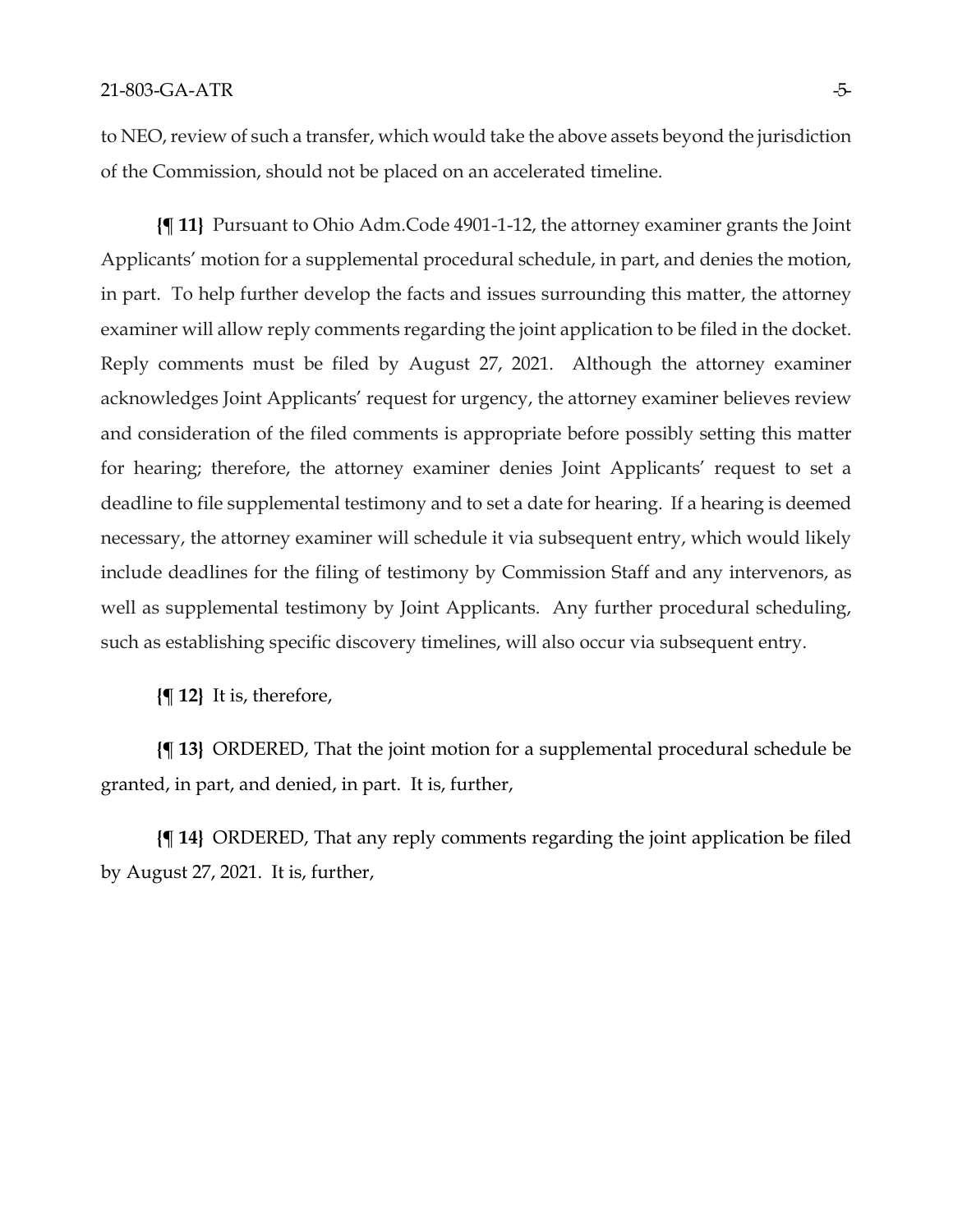to NEO, review of such a transfer, which would take the above assets beyond the jurisdiction of the Commission, should not be placed on an accelerated timeline.

**{¶ 11}** Pursuant to Ohio Adm.Code 4901-1-12, the attorney examiner grants the Joint Applicants' motion for a supplemental procedural schedule, in part, and denies the motion, in part. To help further develop the facts and issues surrounding this matter, the attorney examiner will allow reply comments regarding the joint application to be filed in the docket. Reply comments must be filed by August 27, 2021. Although the attorney examiner acknowledges Joint Applicants' request for urgency, the attorney examiner believes review and consideration of the filed comments is appropriate before possibly setting this matter for hearing; therefore, the attorney examiner denies Joint Applicants' request to set a deadline to file supplemental testimony and to set a date for hearing. If a hearing is deemed necessary, the attorney examiner will schedule it via subsequent entry, which would likely include deadlines for the filing of testimony by Commission Staff and any intervenors, as well as supplemental testimony by Joint Applicants. Any further procedural scheduling, such as establishing specific discovery timelines, will also occur via subsequent entry.

**{¶ 12}** It is, therefore,

**{¶ 13}** ORDERED, That the joint motion for a supplemental procedural schedule be granted, in part, and denied, in part. It is, further,

**{¶ 14}** ORDERED, That any reply comments regarding the joint application be filed by August 27, 2021. It is, further,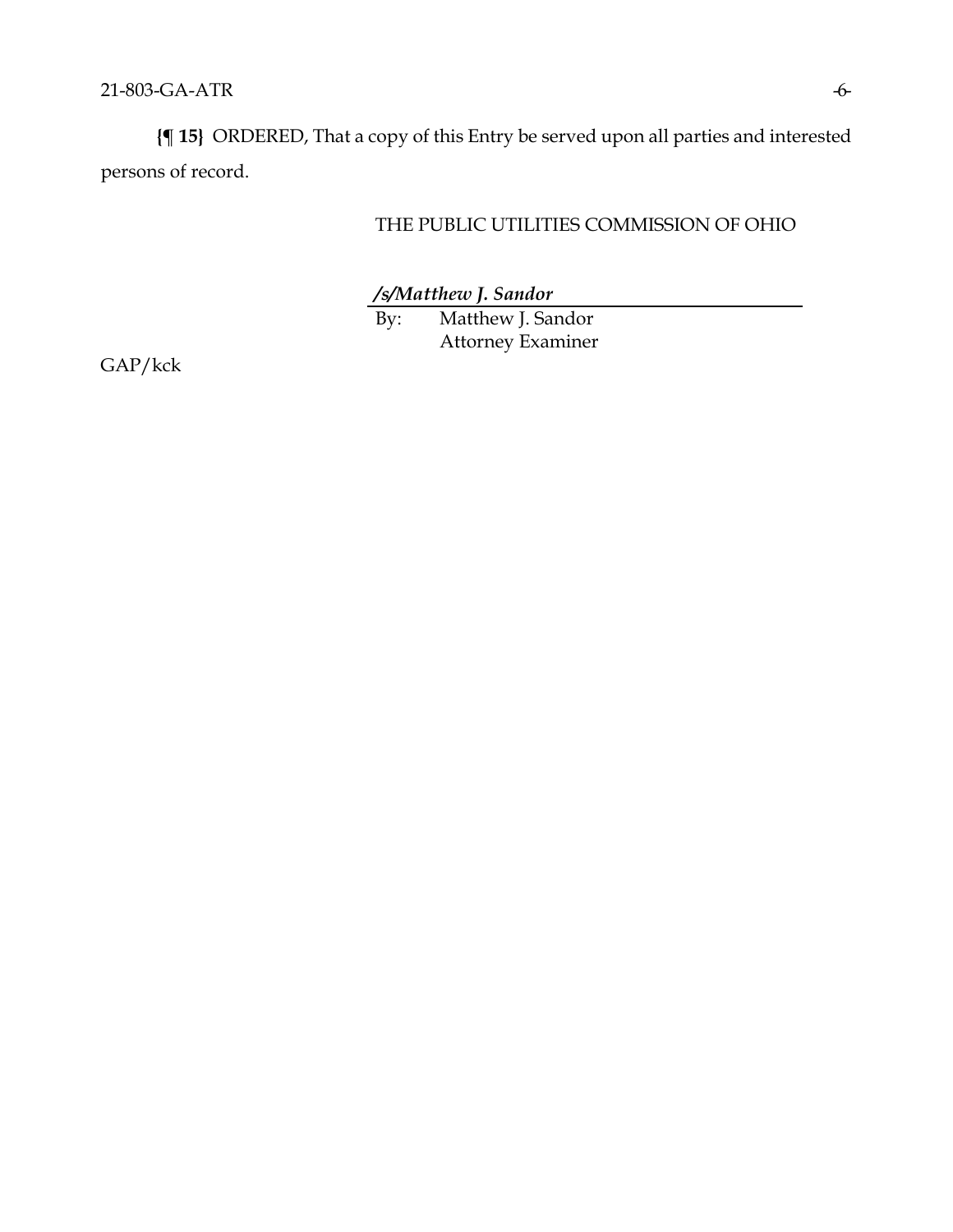**{¶ 15}** ORDERED, That a copy of this Entry be served upon all parties and interested persons of record.

THE PUBLIC UTILITIES COMMISSION OF OHIO

***/s/Matthew J. Sandor***

By: Matthew J. Sandor
Attorney Examiner

GAP/kck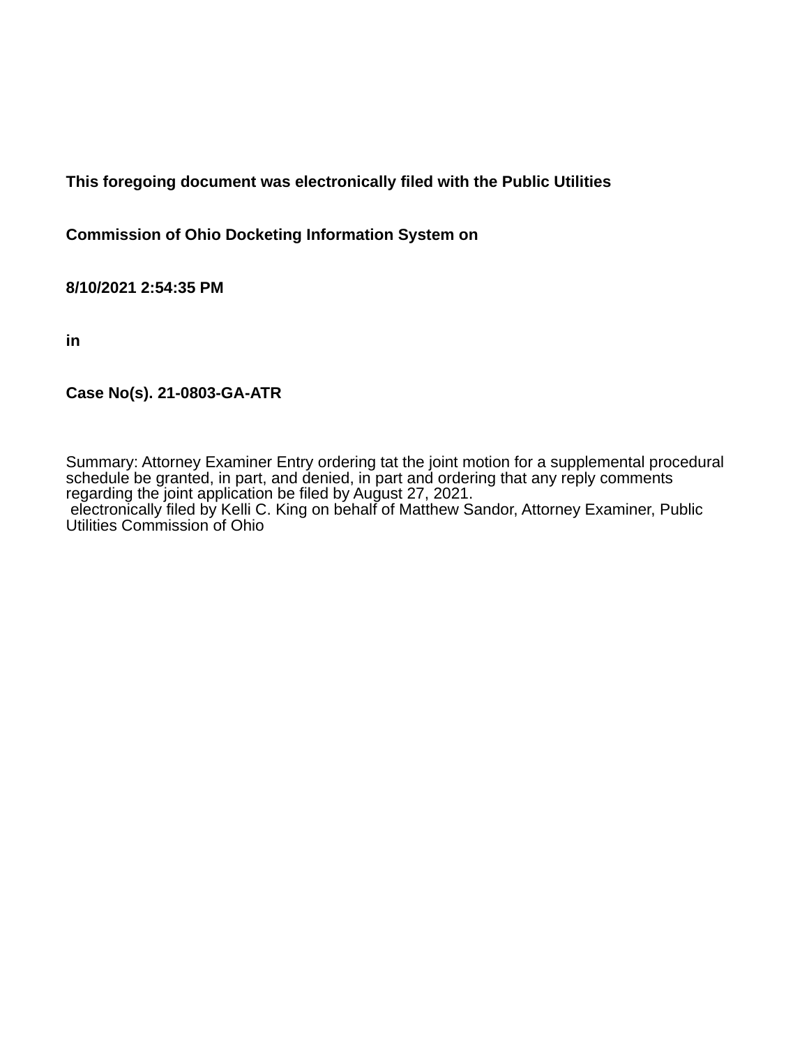**This foregoing document was electronically filed with the Public Utilities**

**Commission of Ohio Docketing Information System on**

**8/10/2021 2:54:35 PM**

**in**

**Case No(s). 21-0803-GA-ATR**

Summary: Attorney Examiner Entry ordering tat the joint motion for a supplemental procedural schedule be granted, in part, and denied, in part and ordering that any reply comments regarding the joint application be filed by August 27, 2021.
electronically filed by Kelli C. King on behalf of Matthew Sandor, Attorney Examiner, Public Utilities Commission of Ohio